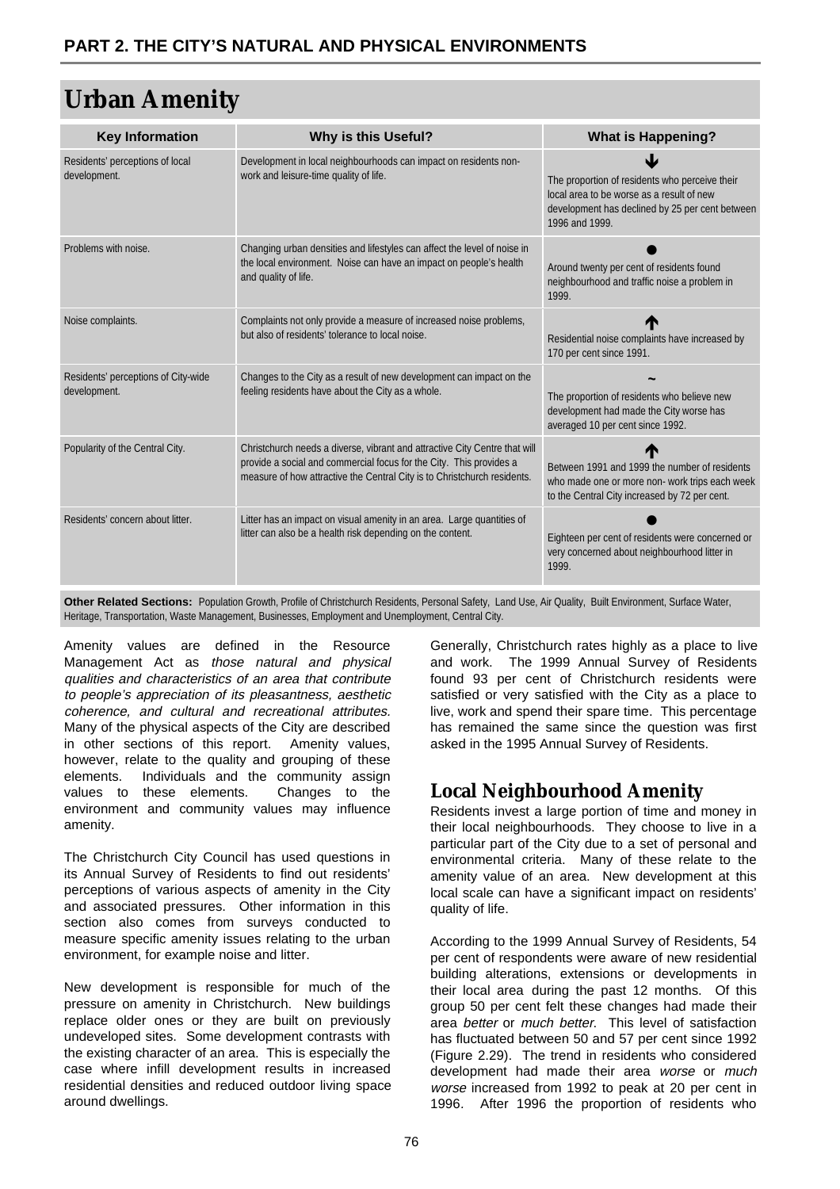## PART 2. THE CITY'S NATURAL AND PHYSICAL ENVIRONMENTS

# Urban Amenity

| Key Information | Why is this Useful? | What is Happening? |
|---|---|---|
| Residents' perceptions of local development. | Development in local neighbourhoods can impact on residents non-work and leisure-time quality of life. | ↓ The proportion of residents who perceive their local area to be worse as a result of new development has declined by 25 per cent between 1996 and 1999. |
| Problems with noise. | Changing urban densities and lifestyles can affect the level of noise in the local environment. Noise can have an impact on people's health and quality of life. | ● Around twenty per cent of residents found neighbourhood and traffic noise a problem in 1999. |
| Noise complaints. | Complaints not only provide a measure of increased noise problems, but also of residents' tolerance to local noise. | ↑ Residential noise complaints have increased by 170 per cent since 1991. |
| Residents' perceptions of City-wide development. | Changes to the City as a result of new development can impact on the feeling residents have about the City as a whole. | ~ The proportion of residents who believe new development had made the City worse has averaged 10 per cent since 1992. |
| Popularity of the Central City. | Christchurch needs a diverse, vibrant and attractive City Centre that will provide a social and commercial focus for the City. This provides a measure of how attractive the Central City is to Christchurch residents. | ↑ Between 1991 and 1999 the number of residents who made one or more non- work trips each week to the Central City increased by 72 per cent. |
| Residents' concern about litter. | Litter has an impact on visual amenity in an area. Large quantities of litter can also be a health risk depending on the content. | ● Eighteen per cent of residents were concerned or very concerned about neighbourhood litter in 1999. |

**Other Related Sections:** Population Growth, Profile of Christchurch Residents, Personal Safety, Land Use, Air Quality, Built Environment, Surface Water, Heritage, Transportation, Waste Management, Businesses, Employment and Unemployment, Central City.

Amenity values are defined in the Resource Management Act as *those natural and physical qualities and characteristics of an area that contribute to people's appreciation of its pleasantness, aesthetic coherence, and cultural and recreational attributes.* Many of the physical aspects of the City are described in other sections of this report. Amenity values, however, relate to the quality and grouping of these elements. Individuals and the community assign values to these elements. Changes to the environment and community values may influence amenity.

The Christchurch City Council has used questions in its Annual Survey of Residents to find out residents' perceptions of various aspects of amenity in the City and associated pressures. Other information in this section also comes from surveys conducted to measure specific amenity issues relating to the urban environment, for example noise and litter.

New development is responsible for much of the pressure on amenity in Christchurch. New buildings replace older ones or they are built on previously undeveloped sites. Some development contrasts with the existing character of an area. This is especially the case where infill development results in increased residential densities and reduced outdoor living space around dwellings.

Generally, Christchurch rates highly as a place to live and work. The 1999 Annual Survey of Residents found 93 per cent of Christchurch residents were satisfied or very satisfied with the City as a place to live, work and spend their spare time. This percentage has remained the same since the question was first asked in the 1995 Annual Survey of Residents.

## Local Neighbourhood Amenity

Residents invest a large portion of time and money in their local neighbourhoods. They choose to live in a particular part of the City due to a set of personal and environmental criteria. Many of these relate to the amenity value of an area. New development at this local scale can have a significant impact on residents' quality of life.

According to the 1999 Annual Survey of Residents, 54 per cent of respondents were aware of new residential building alterations, extensions or developments in their local area during the past 12 months. Of this group 50 per cent felt these changes had made their area *better* or *much better.* This level of satisfaction has fluctuated between 50 and 57 per cent since 1992 (Figure 2.29). The trend in residents who considered development had made their area *worse* or *much worse* increased from 1992 to peak at 20 per cent in 1996. After 1996 the proportion of residents who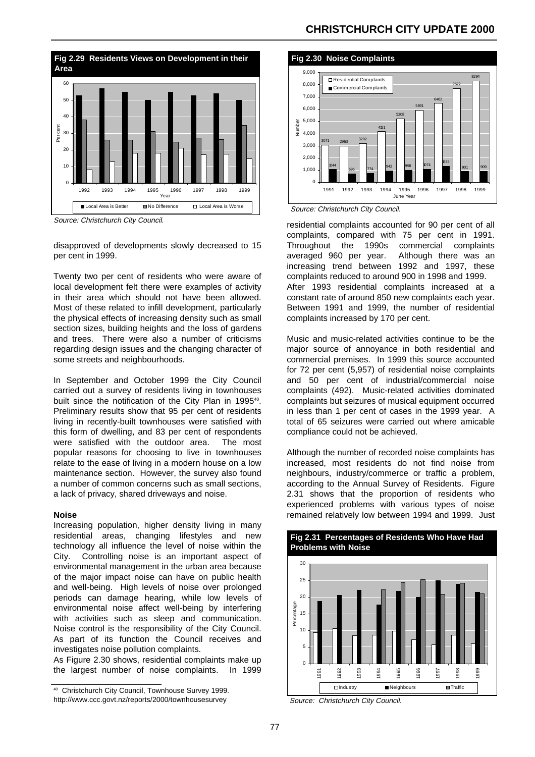**Fig 2.29 Residents Views on Development in their Area**

*Source: Christchurch City Council.*

disapproved of developments slowly decreased to 15 per cent in 1999.

Twenty two per cent of residents who were aware of local development felt there were examples of activity in their area which should not have been allowed. Most of these related to infill development, particularly the physical effects of increasing density such as small section sizes, building heights and the loss of gardens and trees. There were also a number of criticisms regarding design issues and the changing character of some streets and neighbourhoods.

In September and October 1999 the City Council carried out a survey of residents living in townhouses built since the notification of the City Plan in 1995[40]. Preliminary results show that 95 per cent of residents living in recently-built townhouses were satisfied with this form of dwelling, and 83 per cent of respondents were satisfied with the outdoor area. The most popular reasons for choosing to live in townhouses relate to the ease of living in a modern house on a low maintenance section. However, the survey also found a number of common concerns such as small sections, a lack of privacy, shared driveways and noise.

**Noise**

Increasing population, higher density living in many residential areas, changing lifestyles and new technology all influence the level of noise within the City. Controlling noise is an important aspect of environmental management in the urban area because of the major impact noise can have on public health and well-being. High levels of noise over prolonged periods can damage hearing, while low levels of environmental noise affect well-being by interfering with activities such as sleep and communication. Noise control is the responsibility of the City Council. As part of its function the Council receives and investigates noise pollution complaints.

As Figure 2.30 shows, residential complaints make up the largest number of noise complaints. In 1999 residential complaints accounted for 90 per cent of all complaints, compared with 75 per cent in 1991. Throughout the 1990s commercial complaints averaged 960 per year. Although there was an increasing trend between 1992 and 1997, these complaints reduced to around 900 in 1998 and 1999. After 1993 residential complaints increased at a constant rate of around 850 new complaints each year. Between 1991 and 1999, the number of residential complaints increased by 170 per cent.

**Fig 2.30 Noise Complaints**

*Source: Christchurch City Council.*

Music and music-related activities continue to be the major source of annoyance in both residential and commercial premises. In 1999 this source accounted for 72 per cent (5,957) of residential noise complaints and 50 per cent of industrial/commercial noise complaints (492). Music-related activities dominated complaints but seizures of musical equipment occurred in less than 1 per cent of cases in the 1999 year. A total of 65 seizures were carried out where amicable compliance could not be achieved.

Although the number of recorded noise complaints has increased, most residents do not find noise from neighbours, industry/commerce or traffic a problem, according to the Annual Survey of Residents. Figure 2.31 shows that the proportion of residents who experienced problems with various types of noise remained relatively low between 1994 and 1999. Just

**Fig 2.31 Percentages of Residents Who Have Had Problems with Noise**

*Source: Christchurch City Council.*

[40] Christchurch City Council, Townhouse Survey 1999. http://www.ccc.govt.nz/reports/2000/townhousesurvey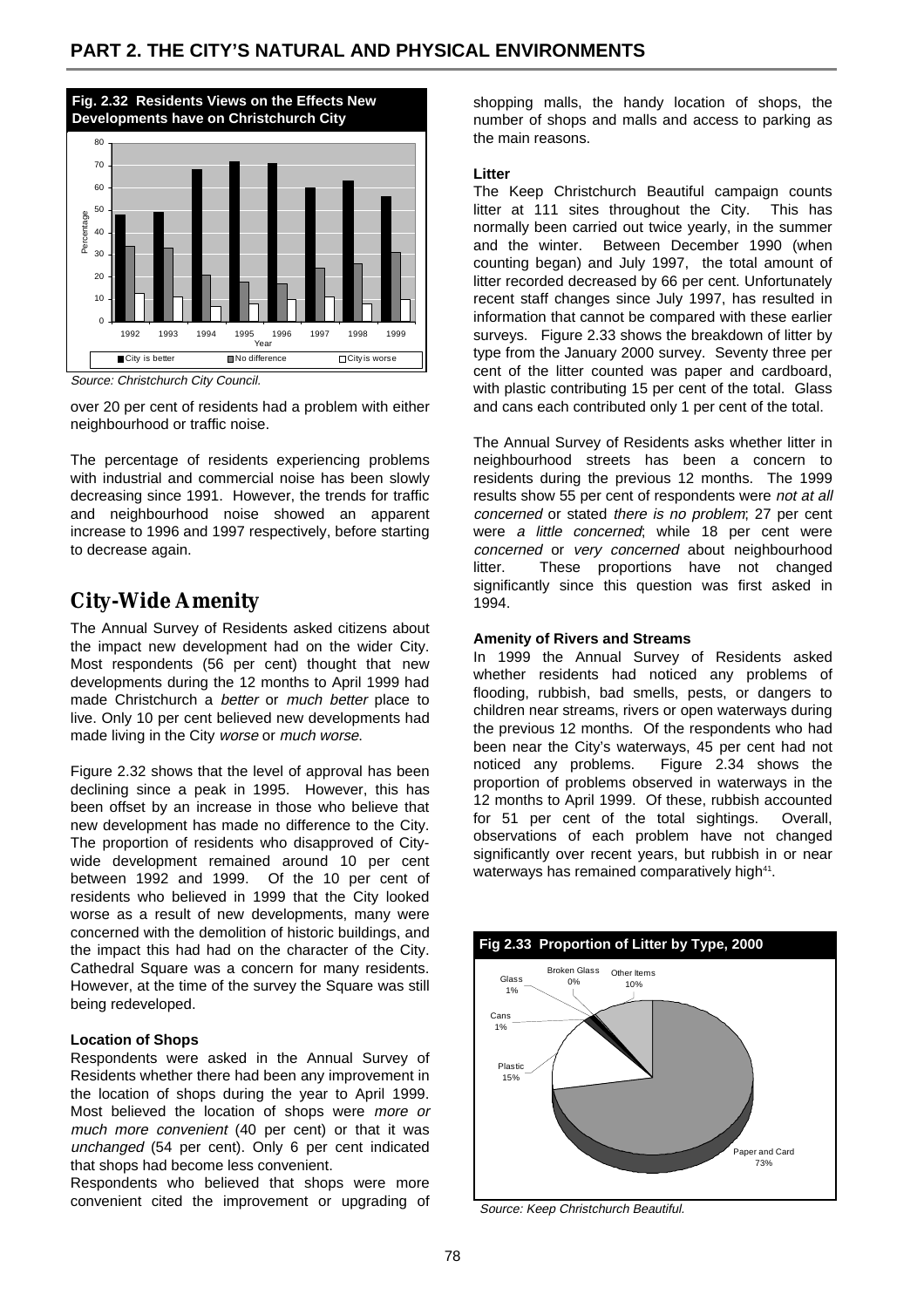**Fig. 2.32 Residents Views on the Effects New Developments have on Christchurch City**

*Source: Christchurch City Council.*

over 20 per cent of residents had a problem with either neighbourhood or traffic noise.

The percentage of residents experiencing problems with industrial and commercial noise has been slowly decreasing since 1991. However, the trends for traffic and neighbourhood noise showed an apparent increase to 1996 and 1997 respectively, before starting to decrease again.

## City-Wide Amenity

The Annual Survey of Residents asked citizens about the impact new development had on the wider City. Most respondents (56 per cent) thought that new developments during the 12 months to April 1999 had made Christchurch a *better* or *much better* place to live. Only 10 per cent believed new developments had made living in the City *worse* or *much worse*.

Figure 2.32 shows that the level of approval has been declining since a peak in 1995. However, this has been offset by an increase in those who believe that new development has made no difference to the City. The proportion of residents who disapproved of City-wide development remained around 10 per cent between 1992 and 1999. Of the 10 per cent of residents who believed in 1999 that the City looked worse as a result of new developments, many were concerned with the demolition of historic buildings, and the impact this had had on the character of the City. Cathedral Square was a concern for many residents. However, at the time of the survey the Square was still being redeveloped.

**Location of Shops**

Respondents were asked in the Annual Survey of Residents whether there had been any improvement in the location of shops during the year to April 1999. Most believed the location of shops were *more or much more convenient* (40 per cent) or that it was *unchanged* (54 per cent). Only 6 per cent indicated that shops had become less convenient.

Respondents who believed that shops were more convenient cited the improvement or upgrading of shopping malls, the handy location of shops, the number of shops and malls and access to parking as the main reasons.

**Litter**

The Keep Christchurch Beautiful campaign counts litter at 111 sites throughout the City. This has normally been carried out twice yearly, in the summer and the winter. Between December 1990 (when counting began) and July 1997, the total amount of litter recorded decreased by 66 per cent. Unfortunately recent staff changes since July 1997, has resulted in information that cannot be compared with these earlier surveys. Figure 2.33 shows the breakdown of litter by type from the January 2000 survey. Seventy three per cent of the litter counted was paper and cardboard, with plastic contributing 15 per cent of the total. Glass and cans each contributed only 1 per cent of the total.

The Annual Survey of Residents asks whether litter in neighbourhood streets has been a concern to residents during the previous 12 months. The 1999 results show 55 per cent of respondents were *not at all concerned* or stated *there is no problem*; 27 per cent were *a little concerned*; while 18 per cent were *concerned* or *very concerned* about neighbourhood litter. These proportions have not changed significantly since this question was first asked in 1994.

**Amenity of Rivers and Streams**

In 1999 the Annual Survey of Residents asked whether residents had noticed any problems of flooding, rubbish, bad smells, pests, or dangers to children near streams, rivers or open waterways during the previous 12 months. Of the respondents who had been near the City's waterways, 45 per cent had not noticed any problems. Figure 2.34 shows the proportion of problems observed in waterways in the 12 months to April 1999. Of these, rubbish accounted for 51 per cent of the total sightings. Overall, observations of each problem have not changed significantly over recent years, but rubbish in or near waterways has remained comparatively high[41].

**Fig 2.33 Proportion of Litter by Type, 2000**

*Source: Keep Christchurch Beautiful.*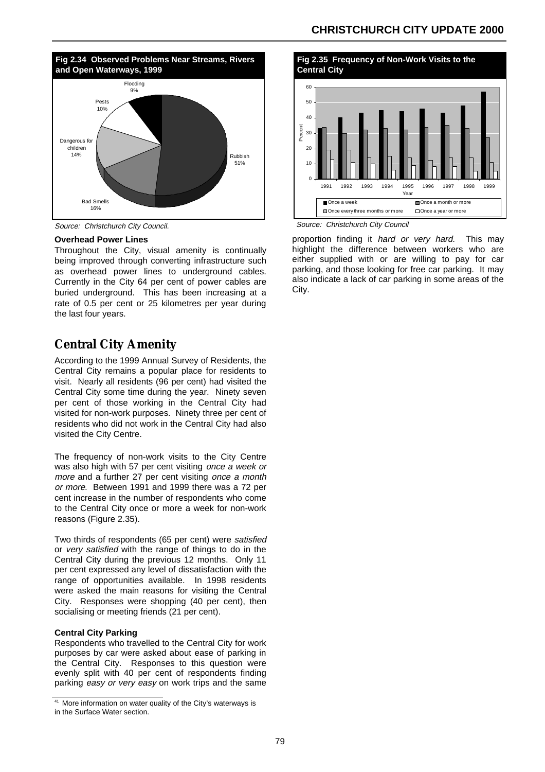**Fig 2.34 Observed Problems Near Streams, Rivers and Open Waterways, 1999**

Flooding 9%
Pests 10%
Dangerous for children 14%
Rubbish 51%
Bad Smells 16%

*Source: Christchurch City Council.*

**Overhead Power Lines**

Throughout the City, visual amenity is continually being improved through converting infrastructure such as overhead power lines to underground cables. Currently in the City 64 per cent of power cables are buried underground. This has been increasing at a rate of 0.5 per cent or 25 kilometres per year during the last four years.

## Central City Amenity

According to the 1999 Annual Survey of Residents, the Central City remains a popular place for residents to visit. Nearly all residents (96 per cent) had visited the Central City some time during the year. Ninety seven per cent of those working in the Central City had visited for non-work purposes. Ninety three per cent of residents who did not work in the Central City had also visited the City Centre.

The frequency of non-work visits to the City Centre was also high with 57 per cent visiting *once a week or more* and a further 27 per cent visiting *once a month or more*. Between 1991 and 1999 there was a 72 per cent increase in the number of respondents who come to the Central City once or more a week for non-work reasons (Figure 2.35).

Two thirds of respondents (65 per cent) were *satisfied* or *very satisfied* with the range of things to do in the Central City during the previous 12 months. Only 11 per cent expressed any level of dissatisfaction with the range of opportunities available. In 1998 residents were asked the main reasons for visiting the Central City. Responses were shopping (40 per cent), then socialising or meeting friends (21 per cent).

**Central City Parking**

Respondents who travelled to the Central City for work purposes by car were asked about ease of parking in the Central City. Responses to this question were evenly split with 40 per cent of respondents finding parking *easy or very easy* on work trips and the same proportion finding it *hard or very hard*. This may highlight the difference between workers who are either supplied with or are willing to pay for car parking, and those looking for free car parking. It may also indicate a lack of car parking in some areas of the City.

**Fig 2.35 Frequency of Non-Work Visits to the Central City**

Percent
0
10
20
30
40
50
60
1991 1992 1993 1994 1995 1996 1997 1998 1999
Year

Once a week
Once a month or more
Once every three months or more
Once a year or more

*Source: Christchurch City Council*

[41] More information on water quality of the City's waterways is in the Surface Water section.